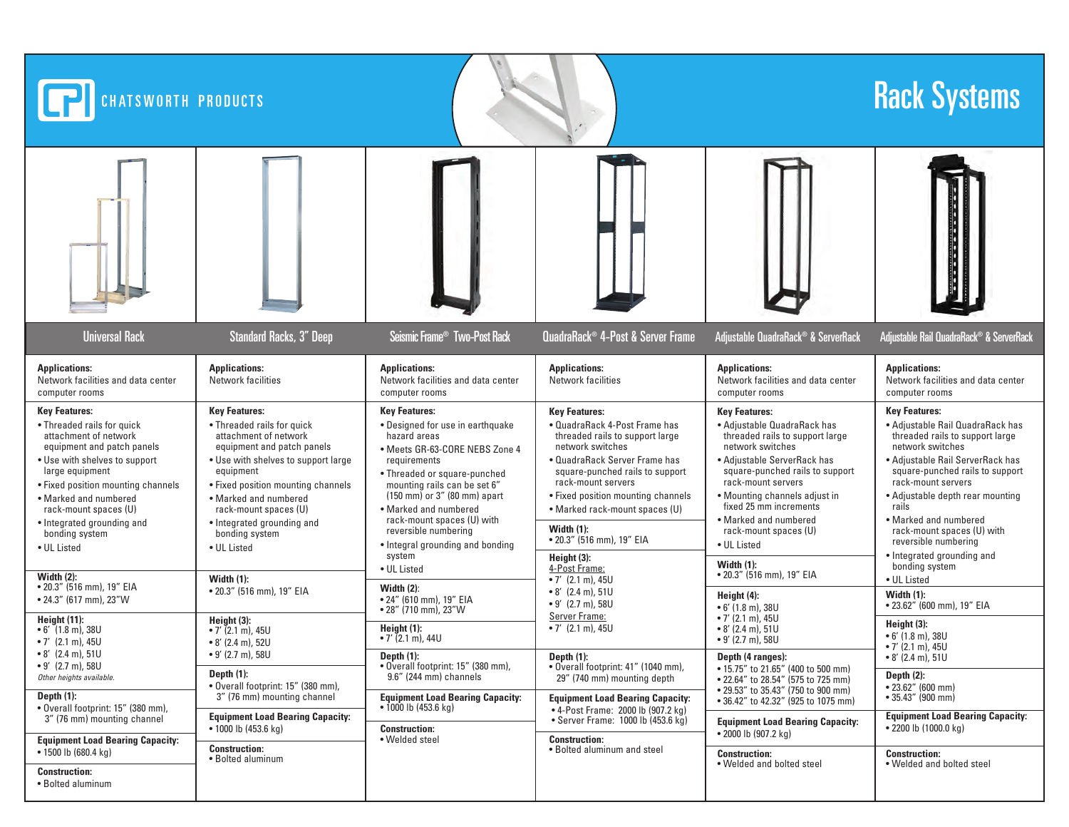CHATSWORTH PRODUCTS

# Rack Systems

## Universal Rack

**Applications:**
Network facilities and data center computer rooms

**Key Features:**
- Threaded rails for quick attachment of network equipment and patch panels
- Use with shelves to support large equipment
- Fixed position mounting channels
- Marked and numbered rack-mount spaces (U)
- Integrated grounding and bonding system
- UL Listed

**Width (2):**
- 20.3" (516 mm), 19" EIA
- 24.3" (617 mm), 23"W

**Height (11):**
- 6' (1.8 m), 38U
- 7' (2.1 m), 45U
- 8' (2.4 m), 51U
- 9' (2.7 m), 58U

*Other heights available.*

**Depth (1):**
- Overall footprint: 15" (380 mm), 3" (76 mm) mounting channel

**Equipment Load Bearing Capacity:**
- 1500 lb (680.4 kg)

**Construction:**
- Bolted aluminum

## Standard Racks, 3" Deep

**Applications:**
Network facilities

**Key Features:**
- Threaded rails for quick attachment of network equipment and patch panels
- Use with shelves to support large equipment
- Fixed position mounting channels
- Marked and numbered rack-mount spaces (U)
- Integrated grounding and bonding system
- UL Listed

**Width (1):**
- 20.3" (516 mm), 19" EIA

**Height (3):**
- 7' (2.1 m), 45U
- 8' (2.4 m), 52U
- 9' (2.7 m), 58U

**Depth (1):**
- Overall footprint: 15" (380 mm), 3" (76 mm) mounting channel

**Equipment Load Bearing Capacity:**
- 1000 lb (453.6 kg)

**Construction:**
- Bolted aluminum

## Seismic Frame® Two-Post Rack

**Applications:**
Network facilities and data center computer rooms

**Key Features:**
- Designed for use in earthquake hazard areas
- Meets GR-63-CORE NEBS Zone 4 requirements
- Threaded or square-punched mounting rails can be set 6" (150 mm) or 3" (80 mm) apart
- Marked and numbered rack-mount spaces (U) with reversible numbering
- Integral grounding and bonding system
- UL Listed

**Width (2):**
- 24" (610 mm), 19" EIA
- 28" (710 mm), 23"W

**Height (1):**
- 7' (2.1 m), 44U

**Depth (1):**
- Overall footprint: 15" (380 mm), 9.6" (244 mm) channels

**Equipment Load Bearing Capacity:**
- 1000 lb (453.6 kg)

**Construction:**
- Welded steel

## QuadraRack® 4-Post & Server Frame

**Applications:**
Network facilities

**Key Features:**
- QuadraRack 4-Post Frame has threaded rails to support large network switches
- QuadraRack Server Frame has square-punched rails to support rack-mount servers
- Fixed position mounting channels
- Marked rack-mount spaces (U)

**Width (1):**
- 20.3" (516 mm), 19" EIA

**Height (3):**

4-Post Frame:
- 7' (2.1 m), 45U
- 8' (2.4 m), 51U
- 9' (2.7 m), 58U

Server Frame:
- 7' (2.1 m), 45U

**Depth (1):**
- Overall footprint: 41" (1040 mm), 29" (740 mm) mounting depth

**Equipment Load Bearing Capacity:**
- 4-Post Frame: 2000 lb (907.2 kg)
- Server Frame: 1000 lb (453.6 kg)

**Construction:**
- Bolted aluminum and steel

## Adjustable QuadraRack® & ServerRack

**Applications:**
Network facilities and data center computer rooms

**Key Features:**
- Adjustable QuadraRack has threaded rails to support large network switches
- Adjustable ServerRack has square-punched rails to support rack-mount servers
- Mounting channels adjust in fixed 25 mm increments
- Marked and numbered rack-mount spaces (U)
- UL Listed

**Width (1):**
- 20.3" (516 mm), 19" EIA

**Height (4):**
- 6' (1.8 m), 38U
- 7' (2.1 m), 45U
- 8' (2.4 m), 51U
- 9' (2.7 m), 58U

**Depth (4 ranges):**
- 15.75" to 21.65" (400 to 500 mm)
- 22.64" to 28.54" (575 to 725 mm)
- 29.53" to 35.43" (750 to 900 mm)
- 36.42" to 42.32" (925 to 1075 mm)

**Equipment Load Bearing Capacity:**
- 2000 lb (907.2 kg)

**Construction:**
- Welded and bolted steel

## Adjustable Rail QuadraRack® & ServerRack

**Applications:**
Network facilities and data center computer rooms

**Key Features:**
- Adjustable Rail QuadraRack has threaded rails to support large network switches
- Adjustable Rail ServerRack has square-punched rails to support rack-mount servers
- Adjustable depth rear mounting rails
- Marked and numbered rack-mount spaces (U) with reversible numbering
- Integrated grounding and bonding system
- UL Listed

**Width (1):**
- 23.62" (600 mm), 19" EIA

**Height (3):**
- 6' (1.8 m), 38U
- 7' (2.1 m), 45U
- 8' (2.4 m), 51U

**Depth (2):**
- 23.62" (600 mm)
- 35.43" (900 mm)

**Equipment Load Bearing Capacity:**
- 2200 lb (1000.0 kg)

**Construction:**
- Welded and bolted steel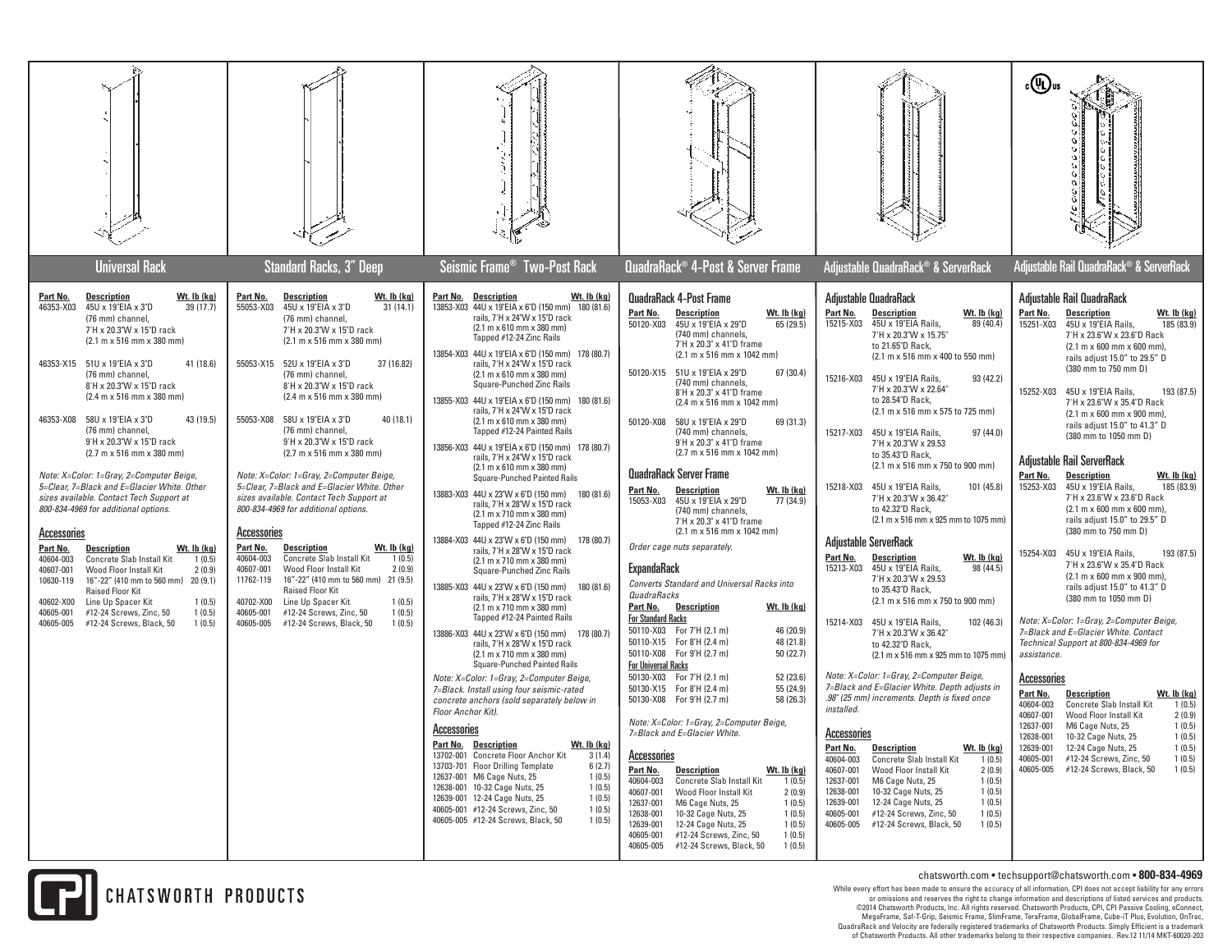## Universal Rack

| Part No. | Description | Wt. lb (kg) |
|---|---|---|
| 46353-X03 | 45U x 19"EIA x 3"D (76 mm) channel, 7'H x 20.3"W x 15"D rack (2.1 m x 516 mm x 380 mm) | 39 (17.7) |
| 46353-X15 | 51U x 19"EIA x 3"D (76 mm) channel, 8'H x 20.3"W x 15"D rack (2.4 m x 516 mm x 380 mm) | 41 (18.6) |
| 46353-X08 | 58U x 19"EIA x 3"D (76 mm) channel, 9'H x 20.3"W x 15"D rack (2.7 m x 516 mm x 380 mm) | 43 (19.5) |

*Note: X=Color: 1=Gray, 2=Computer Beige, 5=Clear, 7=Black and E=Glacier White. Other sizes available. Contact Tech Support at 800-834-4969 for additional options.*

### Accessories

| Part No. | Description | Wt. lb (kg) |
|---|---|---|
| 40604-003 | Concrete Slab Install Kit | 1 (0.5) |
| 40607-001 | Wood Floor Install Kit | 2 (0.9) |
| 10630-119 | 16"-22" (410 mm to 560 mm) Raised Floor Kit | 20 (9.1) |
| 40602-X00 | Line Up Spacer Kit | 1 (0.5) |
| 40605-001 | #12-24 Screws, Zinc, 50 | 1 (0.5) |
| 40605-005 | #12-24 Screws, Black, 50 | 1 (0.5) |

## Standard Racks, 3" Deep

| Part No. | Description | Wt. lb (kg) |
|---|---|---|
| 55053-X03 | 45U x 19"EIA x 3"D (76 mm) channel, 7'H x 20.3"W x 15"D rack (2.1 m x 516 mm x 380 mm) | 31 (14.1) |
| 55053-X15 | 52U x 19"EIA x 3"D (76 mm) channel, 8'H x 20.3"W x 15"D rack (2.4 m x 516 mm x 380 mm) | 37 (16.82) |
| 55053-X08 | 58U x 19"EIA x 3"D (76 mm) channel, 9'H x 20.3"W x 15"D rack (2.7 m x 516 mm x 380 mm) | 40 (18.1) |

*Note: X=Color: 1=Gray, 2=Computer Beige, 5=Clear, 7=Black and E=Glacier White. Other sizes available. Contact Tech Support at 800-834-4969 for additional options.*

### Accessories

| Part No. | Description | Wt. lb (kg) |
|---|---|---|
| 40604-003 | Concrete Slab Install Kit | 1 (0.5) |
| 40607-001 | Wood Floor Install Kit | 2 (0.9) |
| 11762-119 | 16"-22" (410 mm to 560 mm) Raised Floor Kit | 21 (9.5) |
| 40702-X00 | Line Up Spacer Kit | 1 (0.5) |
| 40605-001 | #12-24 Screws, Zinc, 50 | 1 (0.5) |
| 40605-005 | #12-24 Screws, Black, 50 | 1 (0.5) |

## Seismic Frame® Two-Post Rack

| Part No. | Description | Wt. lb (kg) |
|---|---|---|
| 13853-X03 | 44U x 19"EIA x 6"D (150 mm) rails, 7'H x 24"W x 15"D rack (2.1 m x 610 mm x 380 mm) Tapped #12-24 Zinc Rails | 180 (81.6) |
| 13854-X03 | 44U x 19"EIA x 6"D (150 mm) rails, 7'H x 24"W x 15"D rack (2.1 m x 610 mm x 380 mm) Square-Punched Zinc Rails | 178 (80.7) |
| 13855-X03 | 44U x 19"EIA x 6"D (150 mm) rails, 7'H x 24"W x 15"D rack (2.1 m x 610 mm x 380 mm) Tapped #12-24 Painted Rails | 180 (81.6) |
| 13856-X03 | 44U x 19"EIA x 6"D (150 mm) rails, 7'H x 24"W x 15"D rack (2.1 m x 610 mm x 380 mm) Square-Punched Painted Rails | 178 (80.7) |
| 13883-X03 | 44U x 23"W x 6"D (150 mm) rails, 7'H x 28"W x 15"D rack (2.1 m x 710 mm x 380 mm) Tapped #12-24 Zinc Rails | 180 (81.6) |
| 13884-X03 | 44U x 23"W x 6"D (150 mm) rails, 7'H x 28"W x 15"D rack (2.1 m x 710 mm x 380 mm) Square-Punched Zinc Rails | 178 (80.7) |
| 13885-X03 | 44U x 23"W x 6"D (150 mm) rails, 7'H x 28"W x 15"D rack (2.1 m x 710 mm x 380 mm) Tapped #12-24 Painted Rails | 180 (81.6) |
| 13886-X03 | 44U x 23"W x 6"D (150 mm) rails, 7'H x 28"W x 15"D rack (2.1 m x 710 mm x 380 mm) Square-Punched Painted Rails | 178 (80.7) |

*Note: X=Color: 1=Gray, 2=Computer Beige, 7=Black. Install using four seismic-rated concrete anchors (sold separately below in Floor Anchor Kit).*

### Accessories

| Part No. | Description | Wt. lb (kg) |
|---|---|---|
| 13702-001 | Concrete Floor Anchor Kit | 3 (1.4) |
| 13703-701 | Floor Drilling Template | 6 (2.7) |
| 12637-001 | M6 Cage Nuts, 25 | 1 (0.5) |
| 12638-001 | 10-32 Cage Nuts, 25 | 1 (0.5) |
| 12639-001 | 12-24 Cage Nuts, 25 | 1 (0.5) |
| 40605-001 | #12-24 Screws, Zinc, 50 | 1 (0.5) |
| 40605-005 | #12-24 Screws, Black, 50 | 1 (0.5) |

## QuadraRack® 4-Post & Server Frame

### QuadraRack 4-Post Frame

| Part No. | Description | Wt. lb (kg) |
|---|---|---|
| 50120-X03 | 45U x 19"EIA x 29"D (740 mm) channels, 7'H x 20.3" x 41"D frame (2.1 m x 516 mm x 1042 mm) | 65 (29.5) |
| 50120-X15 | 51U x 19"EIA x 29"D (740 mm) channels, 8'H x 20.3" x 41"D frame (2.4 m x 516 mm x 1042 mm) | 67 (30.4) |
| 50120-X08 | 58U x 19"EIA x 29"D (740 mm) channels, 9'H x 20.3" x 41"D frame (2.7 m x 516 mm x 1042 mm) | 69 (31.3) |

### QuadraRack Server Frame

| Part No. | Description | Wt. lb (kg) |
|---|---|---|
| 15053-X03 | 45U x 19"EIA x 29"D (740 mm) channels, 7'H x 20.3" x 41"D frame (2.1 m x 516 mm x 1042 mm) | 77 (34.9) |

*Order cage nuts separately.*

### ExpandaRack

*Converts Standard and Universal Racks into QuadraRacks*

| Part No. | Description | Wt. lb (kg) |
|---|---|---|
| **For Standard Racks** | | |
| 50110-X03 | For 7'H (2.1 m) | 46 (20.9) |
| 50110-X15 | For 8'H (2.4 m) | 48 (21.8) |
| 50110-X08 | For 9'H (2.7 m) | 50 (22.7) |
| **For Universal Racks** | | |
| 50130-X03 | For 7'H (2.1 m) | 52 (23.6) |
| 50130-X15 | For 8'H (2.4 m) | 55 (24.9) |
| 50130-X08 | For 9'H (2.7 m) | 58 (26.3) |

*Note: X=Color: 1=Gray, 2=Computer Beige, 7=Black and E=Glacier White.*

### Accessories

| Part No. | Description | Wt. lb (kg) |
|---|---|---|
| 40604-003 | Concrete Slab Install Kit | 1 (0.5) |
| 40607-001 | Wood Floor Install Kit | 2 (0.9) |
| 12637-001 | M6 Cage Nuts, 25 | 1 (0.5) |
| 12638-001 | 10-32 Cage Nuts, 25 | 1 (0.5) |
| 12639-001 | 12-24 Cage Nuts, 25 | 1 (0.5) |
| 40605-001 | #12-24 Screws, Zinc, 50 | 1 (0.5) |
| 40605-005 | #12-24 Screws, Black, 50 | 1 (0.5) |

## Adjustable QuadraRack® & ServerRack

### Adjustable QuadraRack

| Part No. | Description | Wt. lb (kg) |
|---|---|---|
| 15215-X03 | 45U x 19"EIA Rails, 7'H x 20.3"W x 15.75" to 21.65"D Rack, (2.1 m x 516 mm x 400 to 550 mm) | 89 (40.4) |
| 15216-X03 | 45U x 19"EIA Rails, 7'H x 20.3"W x 22.64" to 28.54"D Rack, (2.1 m x 516 mm x 575 to 725 mm) | 93 (42.2) |
| 15217-X03 | 45U x 19"EIA Rails, 7'H x 20.3"W x 29.53 to 35.43"D Rack, (2.1 m x 516 mm x 750 to 900 mm) | 97 (44.0) |
| 15218-X03 | 45U x 19"EIA Rails, 7'H x 20.3"W x 36.42" to 42.32"D Rack, (2.1 m x 516 mm x 925 mm to 1075 mm) | 101 (45.8) |

### Adjustable ServerRack

| Part No. | Description | Wt. lb (kg) |
|---|---|---|
| 15213-X03 | 45U x 19"EIA Rails, 7'H x 20.3"W x 29.53 to 35.43"D Rack, (2.1 m x 516 mm x 750 to 900 mm) | 98 (44.5) |
| 15214-X03 | 45U x 19"EIA Rails, 7'H x 20.3"W x 36.42" to 42.32"D Rack, (2.1 m x 516 mm x 925 mm to 1075 mm) | 102 (46.3) |

*Note: X=Color: 1=Gray, 2=Computer Beige, 7=Black and E=Glacier White. Depth adjusts in .98" (25 mm) increments. Depth is fixed once installed.*

### Accessories

| Part No. | Description | Wt. lb (kg) |
|---|---|---|
| 40604-003 | Concrete Slab Install Kit | 1 (0.5) |
| 40607-001 | Wood Floor Install Kit | 2 (0.9) |
| 12637-001 | M6 Cage Nuts, 25 | 1 (0.5) |
| 12638-001 | 10-32 Cage Nuts, 25 | 1 (0.5) |
| 12639-001 | 12-24 Cage Nuts, 25 | 1 (0.5) |
| 40605-001 | #12-24 Screws, Zinc, 50 | 1 (0.5) |
| 40605-005 | #12-24 Screws, Black, 50 | 1 (0.5) |

## Adjustable Rail QuadraRack® & ServerRack

### Adjustable Rail QuadraRack

| Part No. | Description | Wt. lb (kg) |
|---|---|---|
| 15251-X03 | 45U x 19"EIA Rails, 7'H x 23.6"W x 23.6"D Rack (2.1 m x 600 mm x 600 mm), rails adjust 15.0" to 29.5" D (380 mm to 750 mm D) | 185 (83.9) |
| 15252-X03 | 45U x 19"EIA Rails, 7'H x 23.6"W x 35.4"D Rack (2.1 m x 600 mm x 900 mm), rails adjust 15.0" to 41.3" D (380 mm to 1050 mm D) | 193 (87.5) |

### Adjustable Rail ServerRack

| Part No. | Description | Wt. lb (kg) |
|---|---|---|
| 15253-X03 | 45U x 19"EIA Rails, 7'H x 23.6"W x 23.6"D Rack (2.1 m x 600 mm x 600 mm), rails adjust 15.0" to 29.5" D (380 mm to 750 mm D) | 185 (83.9) |
| 15254-X03 | 45U x 19"EIA Rails, 7'H x 23.6"W x 35.4"D Rack (2.1 m x 600 mm x 900 mm), rails adjust 15.0" to 41.3" D (380 mm to 1050 mm D) | 193 (87.5) |

*Note: X=Color: 1=Gray, 2=Computer Beige, 7=Black and E=Glacier White. Contact Technical Support at 800-834-4969 for assistance.*

### Accessories

| Part No. | Description | Wt. lb (kg) |
|---|---|---|
| 40604-003 | Concrete Slab Install Kit | 1 (0.5) |
| 40607-001 | Wood Floor Install Kit | 2 (0.9) |
| 12637-001 | M6 Cage Nuts, 25 | 1 (0.5) |
| 12638-001 | 10-32 Cage Nuts, 25 | 1 (0.5) |
| 12639-001 | 12-24 Cage Nuts, 25 | 1 (0.5) |
| 40605-001 | #12-24 Screws, Zinc, 50 | 1 (0.5) |
| 40605-005 | #12-24 Screws, Black, 50 | 1 (0.5) |

CHATSWORTH PRODUCTS

chatsworth.com • techsupport@chatsworth.com • **800-834-4969**

While every effort has been made to ensure the accuracy of all information, CPI does not accept liability for any errors or omissions and reserves the right to change information and descriptions of listed services and products. ©2014 Chatsworth Products, Inc. All rights reserved. Chatsworth Products, CPI, CPI Passive Cooling, eConnect, MegaFrame, Saf-T-Grip, Seismic Frame, SlimFrame, TeraFrame, GlobalFrame, Cube-iT Plus, Evolution, OnTrac, QuadraRack and Velocity are federally registered trademarks of Chatsworth Products. Simply Efficient is a trademark of Chatsworth Products. All other trademarks belong to their respective companies. Rev.12 11/14 MKT-60020-203